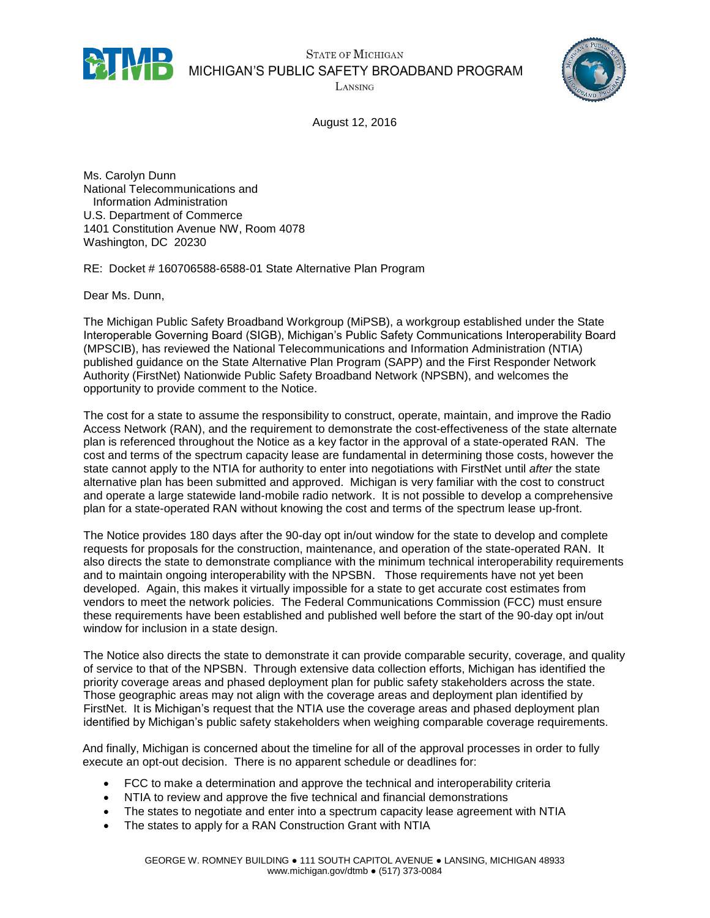STATE OF MICHIGAN
MICHIGAN'S PUBLIC SAFETY BROADBAND PROGRAM
LANSING

August 12, 2016

Ms. Carolyn Dunn
National Telecommunications and
Information Administration
U.S. Department of Commerce
1401 Constitution Avenue NW, Room 4078
Washington, DC 20230

RE: Docket # 160706588-6588-01 State Alternative Plan Program

Dear Ms. Dunn,

The Michigan Public Safety Broadband Workgroup (MiPSB), a workgroup established under the State Interoperable Governing Board (SIGB), Michigan's Public Safety Communications Interoperability Board (MPSCIB), has reviewed the National Telecommunications and Information Administration (NTIA) published guidance on the State Alternative Plan Program (SAPP) and the First Responder Network Authority (FirstNet) Nationwide Public Safety Broadband Network (NPSBN), and welcomes the opportunity to provide comment to the Notice.

The cost for a state to assume the responsibility to construct, operate, maintain, and improve the Radio Access Network (RAN), and the requirement to demonstrate the cost-effectiveness of the state alternate plan is referenced throughout the Notice as a key factor in the approval of a state-operated RAN. The cost and terms of the spectrum capacity lease are fundamental in determining those costs, however the state cannot apply to the NTIA for authority to enter into negotiations with FirstNet until *after* the state alternative plan has been submitted and approved. Michigan is very familiar with the cost to construct and operate a large statewide land-mobile radio network. It is not possible to develop a comprehensive plan for a state-operated RAN without knowing the cost and terms of the spectrum lease up-front.

The Notice provides 180 days after the 90-day opt in/out window for the state to develop and complete requests for proposals for the construction, maintenance, and operation of the state-operated RAN. It also directs the state to demonstrate compliance with the minimum technical interoperability requirements and to maintain ongoing interoperability with the NPSBN. Those requirements have not yet been developed. Again, this makes it virtually impossible for a state to get accurate cost estimates from vendors to meet the network policies. The Federal Communications Commission (FCC) must ensure these requirements have been established and published well before the start of the 90-day opt in/out window for inclusion in a state design.

The Notice also directs the state to demonstrate it can provide comparable security, coverage, and quality of service to that of the NPSBN. Through extensive data collection efforts, Michigan has identified the priority coverage areas and phased deployment plan for public safety stakeholders across the state. Those geographic areas may not align with the coverage areas and deployment plan identified by FirstNet. It is Michigan's request that the NTIA use the coverage areas and phased deployment plan identified by Michigan's public safety stakeholders when weighing comparable coverage requirements.

And finally, Michigan is concerned about the timeline for all of the approval processes in order to fully execute an opt-out decision. There is no apparent schedule or deadlines for:

- FCC to make a determination and approve the technical and interoperability criteria
- NTIA to review and approve the five technical and financial demonstrations
- The states to negotiate and enter into a spectrum capacity lease agreement with NTIA
- The states to apply for a RAN Construction Grant with NTIA

GEORGE W. ROMNEY BUILDING • 111 SOUTH CAPITOL AVENUE • LANSING, MICHIGAN 48933
www.michigan.gov/dtmb • (517) 373-0084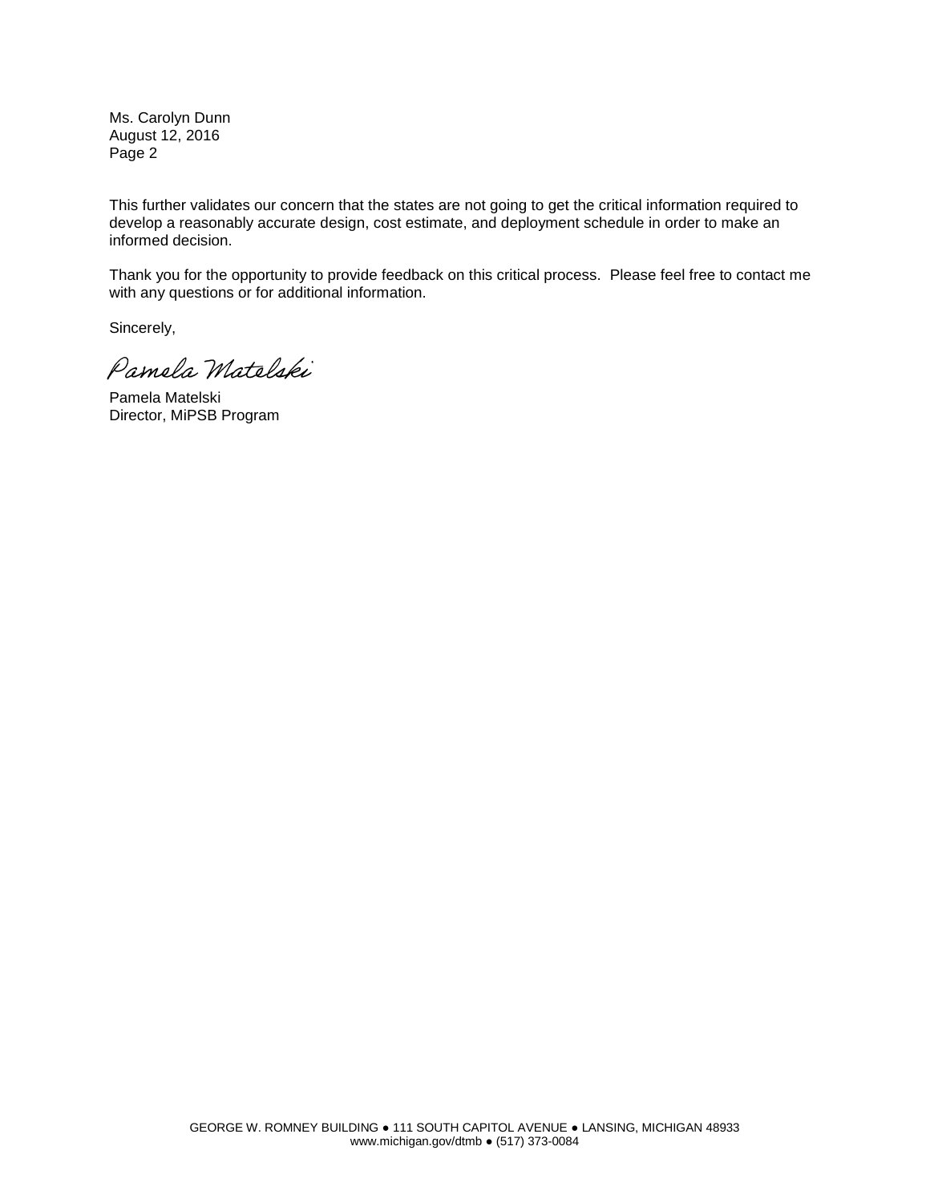Ms. Carolyn Dunn
August 12, 2016
Page 2

This further validates our concern that the states are not going to get the critical information required to develop a reasonably accurate design, cost estimate, and deployment schedule in order to make an informed decision.

Thank you for the opportunity to provide feedback on this critical process. Please feel free to contact me with any questions or for additional information.

Sincerely,

*Pamela Matelski*

Pamela Matelski
Director, MiPSB Program

GEORGE W. ROMNEY BUILDING ● 111 SOUTH CAPITOL AVENUE ● LANSING, MICHIGAN 48933
www.michigan.gov/dtmb ● (517) 373-0084